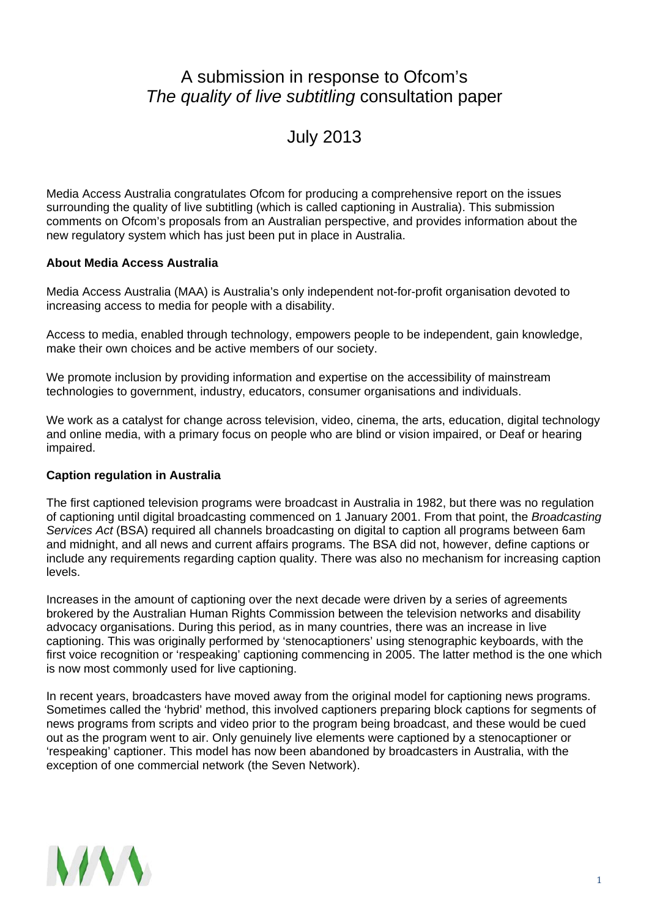# A submission in response to Ofcom's *The quality of live subtitling* consultation paper

# July 2013

Media Access Australia congratulates Ofcom for producing a comprehensive report on the issues surrounding the quality of live subtitling (which is called captioning in Australia). This submission comments on Ofcom's proposals from an Australian perspective, and provides information about the new regulatory system which has just been put in place in Australia.

**About Media Access Australia**

Media Access Australia (MAA) is Australia's only independent not-for-profit organisation devoted to increasing access to media for people with a disability.

Access to media, enabled through technology, empowers people to be independent, gain knowledge, make their own choices and be active members of our society.

We promote inclusion by providing information and expertise on the accessibility of mainstream technologies to government, industry, educators, consumer organisations and individuals.

We work as a catalyst for change across television, video, cinema, the arts, education, digital technology and online media, with a primary focus on people who are blind or vision impaired, or Deaf or hearing impaired.

**Caption regulation in Australia**

The first captioned television programs were broadcast in Australia in 1982, but there was no regulation of captioning until digital broadcasting commenced on 1 January 2001. From that point, the *Broadcasting Services Act* (BSA) required all channels broadcasting on digital to caption all programs between 6am and midnight, and all news and current affairs programs. The BSA did not, however, define captions or include any requirements regarding caption quality. There was also no mechanism for increasing caption levels.

Increases in the amount of captioning over the next decade were driven by a series of agreements brokered by the Australian Human Rights Commission between the television networks and disability advocacy organisations. During this period, as in many countries, there was an increase in live captioning. This was originally performed by 'stenocaptioners' using stenographic keyboards, with the first voice recognition or 'respeaking' captioning commencing in 2005. The latter method is the one which is now most commonly used for live captioning.

In recent years, broadcasters have moved away from the original model for captioning news programs. Sometimes called the 'hybrid' method, this involved captioners preparing block captions for segments of news programs from scripts and video prior to the program being broadcast, and these would be cued out as the program went to air. Only genuinely live elements were captioned by a stenocaptioner or 'respeaking' captioner. This model has now been abandoned by broadcasters in Australia, with the exception of one commercial network (the Seven Network).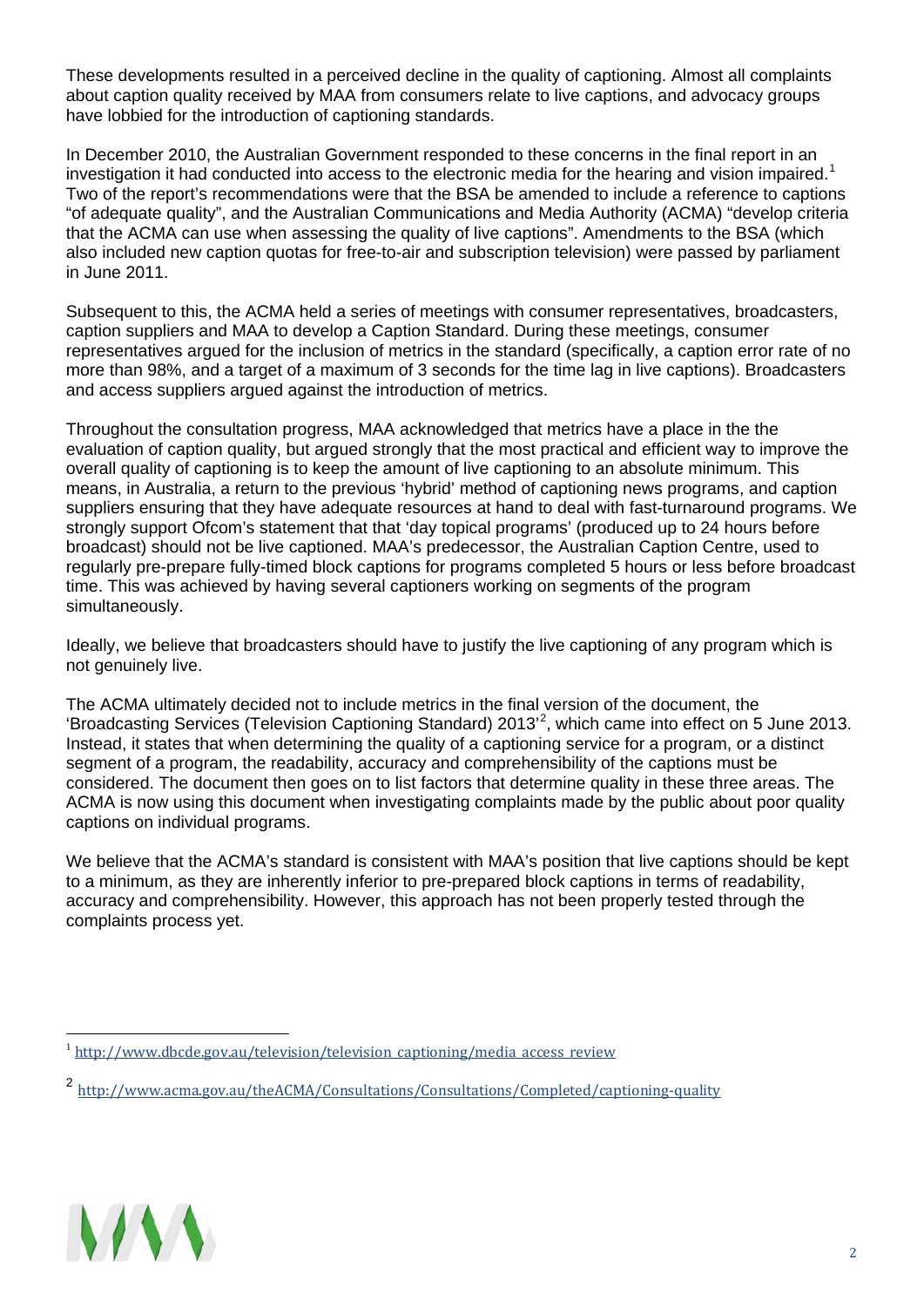These developments resulted in a perceived decline in the quality of captioning. Almost all complaints about caption quality received by MAA from consumers relate to live captions, and advocacy groups have lobbied for the introduction of captioning standards.

In December 2010, the Australian Government responded to these concerns in the final report in an investigation it had conducted into access to the electronic media for the hearing and vision impaired.[1] Two of the report's recommendations were that the BSA be amended to include a reference to captions "of adequate quality", and the Australian Communications and Media Authority (ACMA) "develop criteria that the ACMA can use when assessing the quality of live captions". Amendments to the BSA (which also included new caption quotas for free-to-air and subscription television) were passed by parliament in June 2011.

Subsequent to this, the ACMA held a series of meetings with consumer representatives, broadcasters, caption suppliers and MAA to develop a Caption Standard. During these meetings, consumer representatives argued for the inclusion of metrics in the standard (specifically, a caption error rate of no more than 98%, and a target of a maximum of 3 seconds for the time lag in live captions). Broadcasters and access suppliers argued against the introduction of metrics.

Throughout the consultation progress, MAA acknowledged that metrics have a place in the the evaluation of caption quality, but argued strongly that the most practical and efficient way to improve the overall quality of captioning is to keep the amount of live captioning to an absolute minimum. This means, in Australia, a return to the previous 'hybrid' method of captioning news programs, and caption suppliers ensuring that they have adequate resources at hand to deal with fast-turnaround programs. We strongly support Ofcom's statement that that 'day topical programs' (produced up to 24 hours before broadcast) should not be live captioned. MAA's predecessor, the Australian Caption Centre, used to regularly pre-prepare fully-timed block captions for programs completed 5 hours or less before broadcast time. This was achieved by having several captioners working on segments of the program simultaneously.

Ideally, we believe that broadcasters should have to justify the live captioning of any program which is not genuinely live.

The ACMA ultimately decided not to include metrics in the final version of the document, the 'Broadcasting Services (Television Captioning Standard) 2013'[2], which came into effect on 5 June 2013. Instead, it states that when determining the quality of a captioning service for a program, or a distinct segment of a program, the readability, accuracy and comprehensibility of the captions must be considered. The document then goes on to list factors that determine quality in these three areas. The ACMA is now using this document when investigating complaints made by the public about poor quality captions on individual programs.

We believe that the ACMA's standard is consistent with MAA's position that live captions should be kept to a minimum, as they are inherently inferior to pre-prepared block captions in terms of readability, accuracy and comprehensibility. However, this approach has not been properly tested through the complaints process yet.

---

[1] http://www.dbcde.gov.au/television/television_captioning/media_access_review

[2] http://www.acma.gov.au/theACMA/Consultations/Consultations/Completed/captioning-quality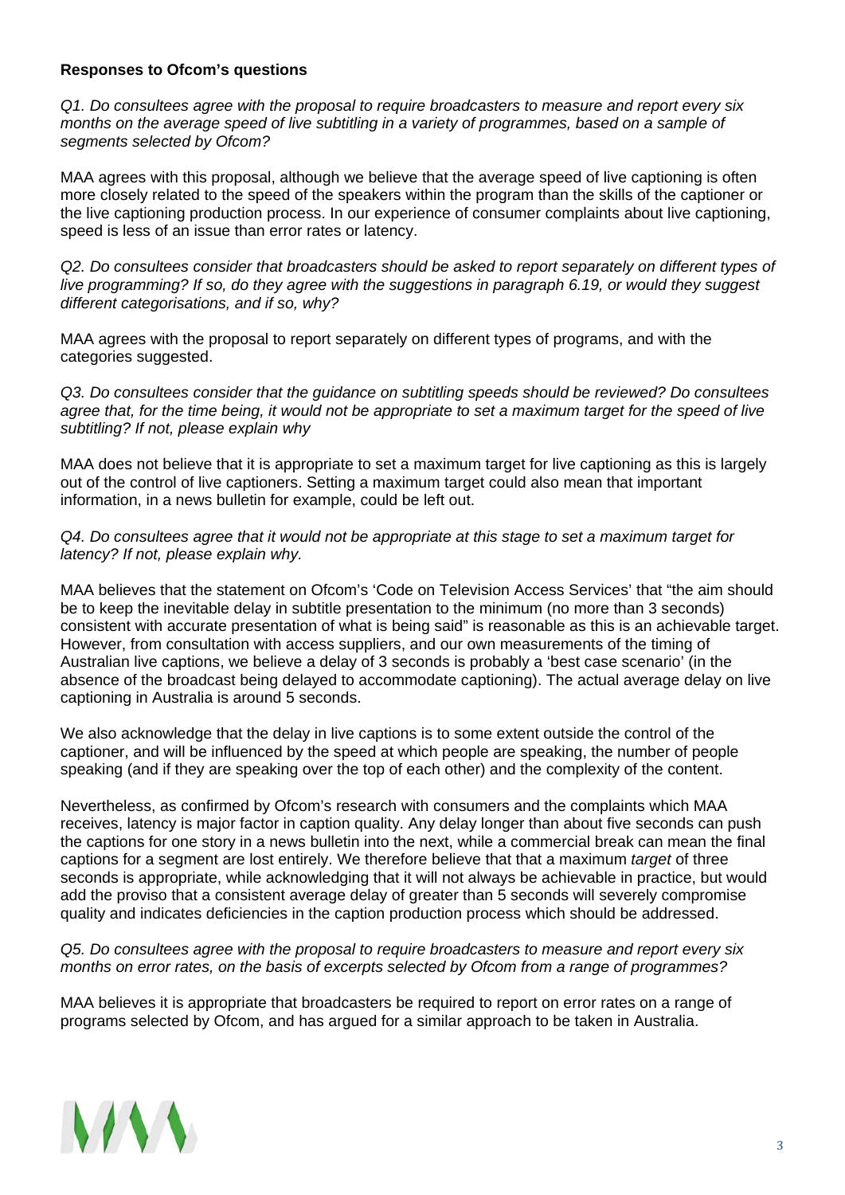**Responses to Ofcom's questions**

*Q1. Do consultees agree with the proposal to require broadcasters to measure and report every six months on the average speed of live subtitling in a variety of programmes, based on a sample of segments selected by Ofcom?*

MAA agrees with this proposal, although we believe that the average speed of live captioning is often more closely related to the speed of the speakers within the program than the skills of the captioner or the live captioning production process. In our experience of consumer complaints about live captioning, speed is less of an issue than error rates or latency.

*Q2. Do consultees consider that broadcasters should be asked to report separately on different types of live programming? If so, do they agree with the suggestions in paragraph 6.19, or would they suggest different categorisations, and if so, why?*

MAA agrees with the proposal to report separately on different types of programs, and with the categories suggested.

*Q3. Do consultees consider that the guidance on subtitling speeds should be reviewed? Do consultees agree that, for the time being, it would not be appropriate to set a maximum target for the speed of live subtitling? If not, please explain why*

MAA does not believe that it is appropriate to set a maximum target for live captioning as this is largely out of the control of live captioners. Setting a maximum target could also mean that important information, in a news bulletin for example, could be left out.

*Q4. Do consultees agree that it would not be appropriate at this stage to set a maximum target for latency? If not, please explain why.*

MAA believes that the statement on Ofcom's 'Code on Television Access Services' that "the aim should be to keep the inevitable delay in subtitle presentation to the minimum (no more than 3 seconds) consistent with accurate presentation of what is being said" is reasonable as this is an achievable target. However, from consultation with access suppliers, and our own measurements of the timing of Australian live captions, we believe a delay of 3 seconds is probably a 'best case scenario' (in the absence of the broadcast being delayed to accommodate captioning). The actual average delay on live captioning in Australia is around 5 seconds.

We also acknowledge that the delay in live captions is to some extent outside the control of the captioner, and will be influenced by the speed at which people are speaking, the number of people speaking (and if they are speaking over the top of each other) and the complexity of the content.

Nevertheless, as confirmed by Ofcom's research with consumers and the complaints which MAA receives, latency is major factor in caption quality. Any delay longer than about five seconds can push the captions for one story in a news bulletin into the next, while a commercial break can mean the final captions for a segment are lost entirely. We therefore believe that that a maximum *target* of three seconds is appropriate, while acknowledging that it will not always be achievable in practice, but would add the proviso that a consistent average delay of greater than 5 seconds will severely compromise quality and indicates deficiencies in the caption production process which should be addressed.

*Q5. Do consultees agree with the proposal to require broadcasters to measure and report every six months on error rates, on the basis of excerpts selected by Ofcom from a range of programmes?*

MAA believes it is appropriate that broadcasters be required to report on error rates on a range of programs selected by Ofcom, and has argued for a similar approach to be taken in Australia.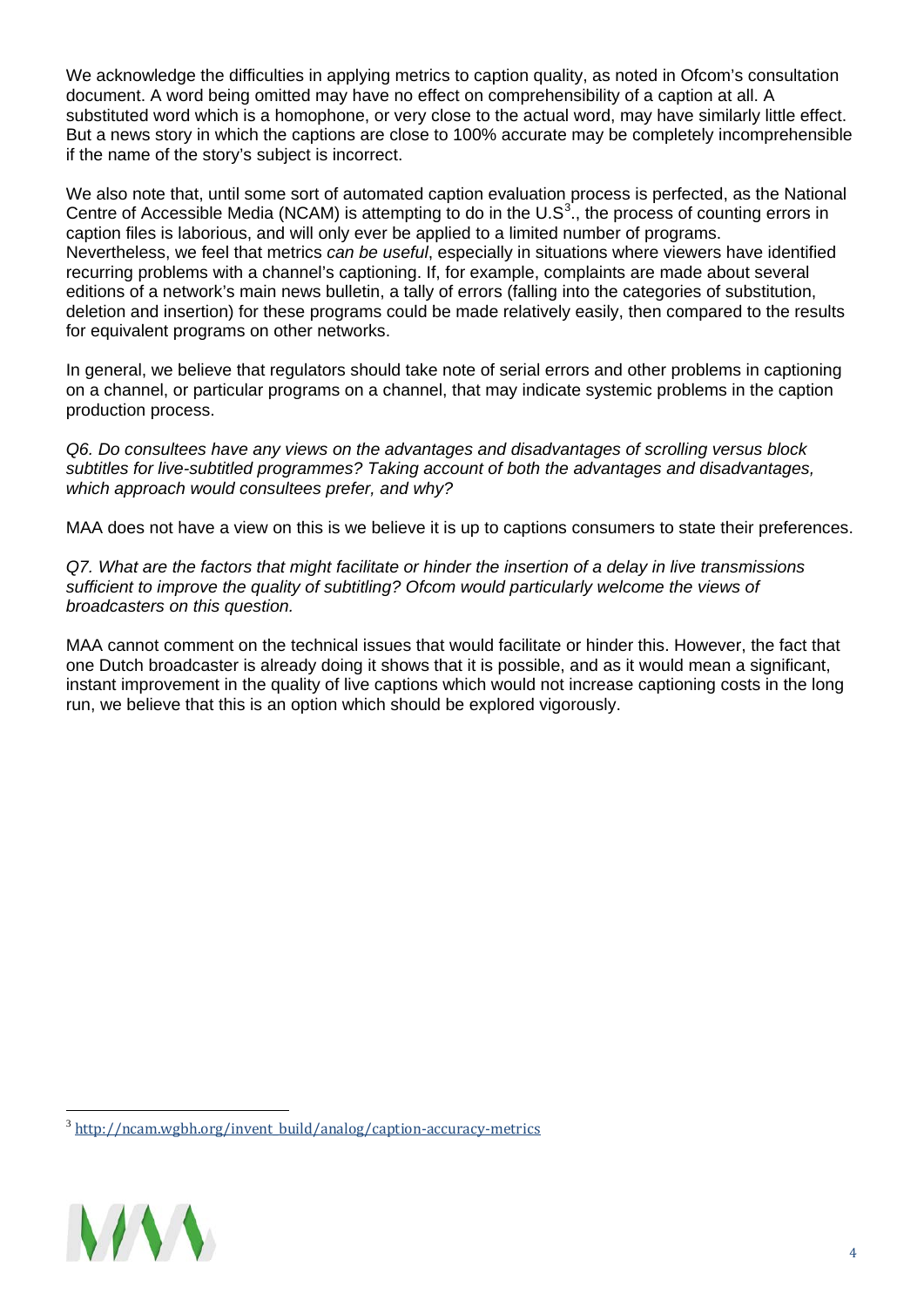We acknowledge the difficulties in applying metrics to caption quality, as noted in Ofcom's consultation document. A word being omitted may have no effect on comprehensibility of a caption at all. A substituted word which is a homophone, or very close to the actual word, may have similarly little effect. But a news story in which the captions are close to 100% accurate may be completely incomprehensible if the name of the story's subject is incorrect.

We also note that, until some sort of automated caption evaluation process is perfected, as the National Centre of Accessible Media (NCAM) is attempting to do in the U.S[3]., the process of counting errors in caption files is laborious, and will only ever be applied to a limited number of programs. Nevertheless, we feel that metrics *can be useful*, especially in situations where viewers have identified recurring problems with a channel's captioning. If, for example, complaints are made about several editions of a network's main news bulletin, a tally of errors (falling into the categories of substitution, deletion and insertion) for these programs could be made relatively easily, then compared to the results for equivalent programs on other networks.

In general, we believe that regulators should take note of serial errors and other problems in captioning on a channel, or particular programs on a channel, that may indicate systemic problems in the caption production process.

*Q6. Do consultees have any views on the advantages and disadvantages of scrolling versus block subtitles for live-subtitled programmes? Taking account of both the advantages and disadvantages, which approach would consultees prefer, and why?*

MAA does not have a view on this is we believe it is up to captions consumers to state their preferences.

*Q7. What are the factors that might facilitate or hinder the insertion of a delay in live transmissions sufficient to improve the quality of subtitling? Ofcom would particularly welcome the views of broadcasters on this question.*

MAA cannot comment on the technical issues that would facilitate or hinder this. However, the fact that one Dutch broadcaster is already doing it shows that it is possible, and as it would mean a significant, instant improvement in the quality of live captions which would not increase captioning costs in the long run, we believe that this is an option which should be explored vigorously.

[3] http://ncam.wgbh.org/invent_build/analog/caption-accuracy-metrics